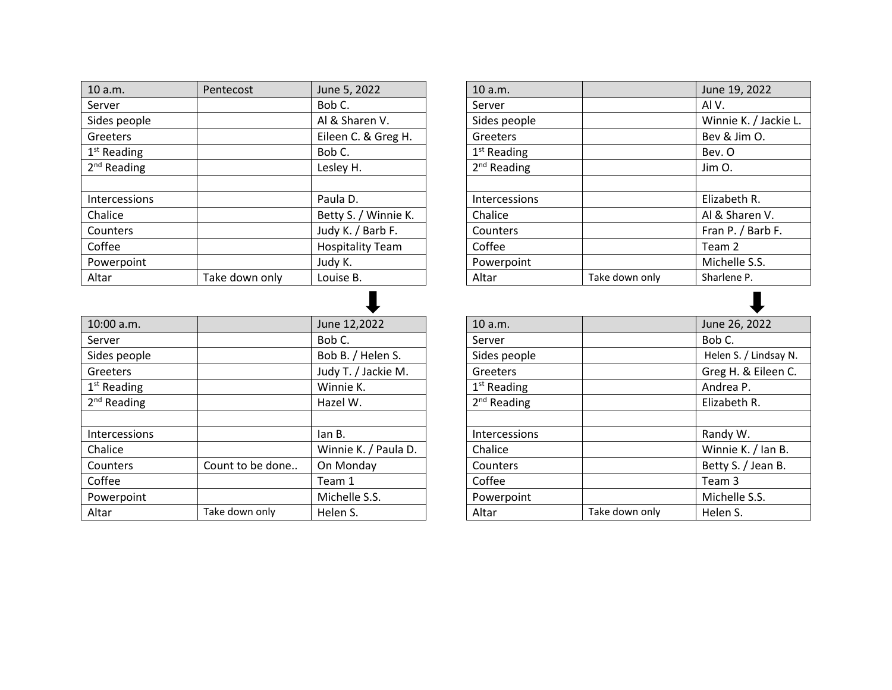| 10 a.m. | Pentecost | June 5, 2022 |
|---|---|---|
| Server | | Bob C. |
| Sides people | | Al & Sharen V. |
| Greeters | | Eileen C. & Greg H. |
| 1st Reading | | Bob C. |
| 2nd Reading | | Lesley H. |
| | | |
| Intercessions | | Paula D. |
| Chalice | | Betty S. / Winnie K. |
| Counters | | Judy K. / Barb F. |
| Coffee | | Hospitality Team |
| Powerpoint | | Judy K. |
| Altar | Take down only | Louise B. |

| 10:00 a.m. | | June 12,2022 |
|---|---|---|
| Server | | Bob C. |
| Sides people | | Bob B. / Helen S. |
| Greeters | | Judy T. / Jackie M. |
| 1st Reading | | Winnie K. |
| 2nd Reading | | Hazel W. |
| | | |
| Intercessions | | Ian B. |
| Chalice | | Winnie K. / Paula D. |
| Counters | Count to be done.. | On Monday |
| Coffee | | Team 1 |
| Powerpoint | | Michelle S.S. |
| Altar | Take down only | Helen S. |

| 10 a.m. | | June 19, 2022 |
|---|---|---|
| Server | | Al V. |
| Sides people | | Winnie K. / Jackie L. |
| Greeters | | Bev & Jim O. |
| 1st Reading | | Bev. O |
| 2nd Reading | | Jim O. |
| | | |
| Intercessions | | Elizabeth R. |
| Chalice | | Al & Sharen V. |
| Counters | | Fran P. / Barb F. |
| Coffee | | Team 2 |
| Powerpoint | | Michelle S.S. |
| Altar | Take down only | Sharlene P. |

| 10 a.m. | | June 26, 2022 |
|---|---|---|
| Server | | Bob C. |
| Sides people | | Helen S. / Lindsay N. |
| Greeters | | Greg H. & Eileen C. |
| 1st Reading | | Andrea P. |
| 2nd Reading | | Elizabeth R. |
| | | |
| Intercessions | | Randy W. |
| Chalice | | Winnie K. / Ian B. |
| Counters | | Betty S. / Jean B. |
| Coffee | | Team 3 |
| Powerpoint | | Michelle S.S. |
| Altar | Take down only | Helen S. |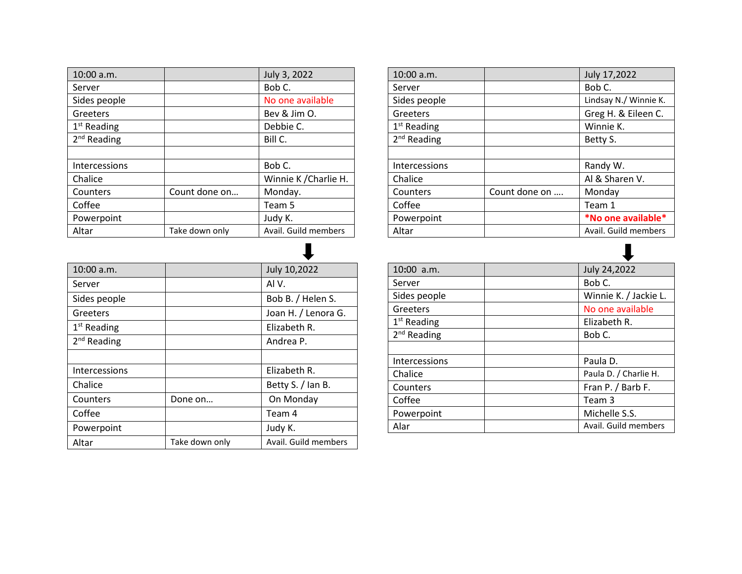| 10:00 a.m. | | July 3, 2022 |
|---|---|---|
| Server | | Bob C. |
| Sides people | | No one available |
| Greeters | | Bev & Jim O. |
| 1st Reading | | Debbie C. |
| 2nd Reading | | Bill C. |
| | | |
| Intercessions | | Bob C. |
| Chalice | | Winnie K /Charlie H. |
| Counters | Count done on… | Monday. |
| Coffee | | Team 5 |
| Powerpoint | | Judy K. |
| Altar | Take down only | Avail. Guild members |

| 10:00 a.m. | | July 10,2022 |
|---|---|---|
| Server | | Al V. |
| Sides people | | Bob B. / Helen S. |
| Greeters | | Joan H. / Lenora G. |
| 1st Reading | | Elizabeth R. |
| 2nd Reading | | Andrea P. |
| | | |
| Intercessions | | Elizabeth R. |
| Chalice | | Betty S. / Ian B. |
| Counters | Done on… | On Monday |
| Coffee | | Team 4 |
| Powerpoint | | Judy K. |
| Altar | Take down only | Avail. Guild members |

| 10:00 a.m. | | July 17,2022 |
|---|---|---|
| Server | | Bob C. |
| Sides people | | Lindsay N./ Winnie K. |
| Greeters | | Greg H. & Eileen C. |
| 1st Reading | | Winnie K. |
| 2nd Reading | | Betty S. |
| | | |
| Intercessions | | Randy W. |
| Chalice | | Al & Sharen V. |
| Counters | Count done on …. | Monday |
| Coffee | | Team 1 |
| Powerpoint | | ***No one available*** |
| Altar | | Avail. Guild members |

| 10:00 a.m. | | July 24,2022 |
|---|---|---|
| Server | | Bob C. |
| Sides people | | Winnie K. / Jackie L. |
| Greeters | | No one available |
| 1st Reading | | Elizabeth R. |
| 2nd Reading | | Bob C. |
| | | |
| Intercessions | | Paula D. |
| Chalice | | Paula D. / Charlie H. |
| Counters | | Fran P. / Barb F. |
| Coffee | | Team 3 |
| Powerpoint | | Michelle S.S. |
| Alar | | Avail. Guild members |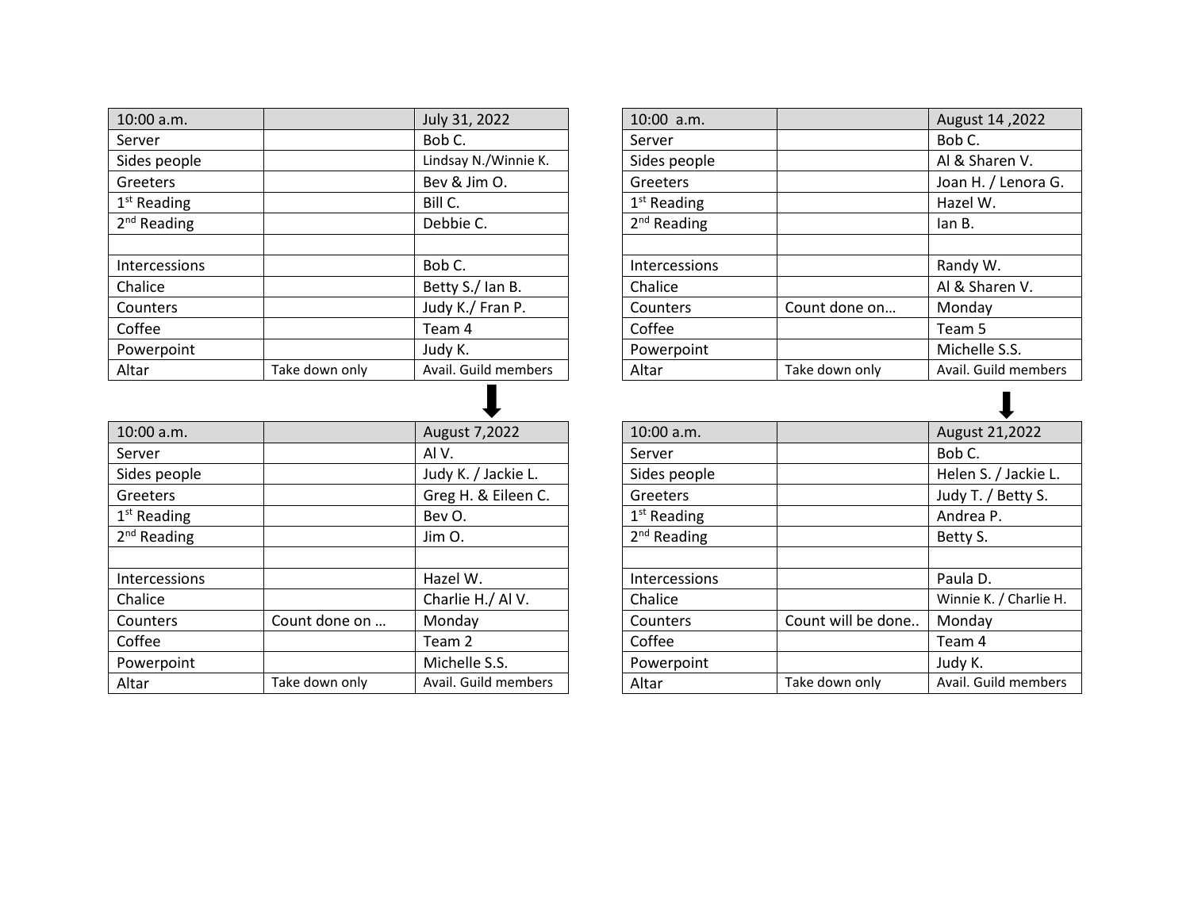| 10:00 a.m. | | July 31, 2022 |
|---|---|---|
| Server | | Bob C. |
| Sides people | | Lindsay N./Winnie K. |
| Greeters | | Bev & Jim O. |
| 1st Reading | | Bill C. |
| 2nd Reading | | Debbie C. |
| | | |
| Intercessions | | Bob C. |
| Chalice | | Betty S./ Ian B. |
| Counters | | Judy K./ Fran P. |
| Coffee | | Team 4 |
| Powerpoint | | Judy K. |
| Altar | Take down only | Avail. Guild members |

| 10:00 a.m. | | August 7,2022 |
|---|---|---|
| Server | | Al V. |
| Sides people | | Judy K. / Jackie L. |
| Greeters | | Greg H. & Eileen C. |
| 1st Reading | | Bev O. |
| 2nd Reading | | Jim O. |
| | | |
| Intercessions | | Hazel W. |
| Chalice | | Charlie H./ Al V. |
| Counters | Count done on … | Monday |
| Coffee | | Team 2 |
| Powerpoint | | Michelle S.S. |
| Altar | Take down only | Avail. Guild members |

| 10:00 a.m. | | August 14 ,2022 |
|---|---|---|
| Server | | Bob C. |
| Sides people | | Al & Sharen V. |
| Greeters | | Joan H. / Lenora G. |
| 1st Reading | | Hazel W. |
| 2nd Reading | | Ian B. |
| | | |
| Intercessions | | Randy W. |
| Chalice | | Al & Sharen V. |
| Counters | Count done on… | Monday |
| Coffee | | Team 5 |
| Powerpoint | | Michelle S.S. |
| Altar | Take down only | Avail. Guild members |

| 10:00 a.m. | | August 21,2022 |
|---|---|---|
| Server | | Bob C. |
| Sides people | | Helen S. / Jackie L. |
| Greeters | | Judy T. / Betty S. |
| 1st Reading | | Andrea P. |
| 2nd Reading | | Betty S. |
| | | |
| Intercessions | | Paula D. |
| Chalice | | Winnie K. / Charlie H. |
| Counters | Count will be done.. | Monday |
| Coffee | | Team 4 |
| Powerpoint | | Judy K. |
| Altar | Take down only | Avail. Guild members |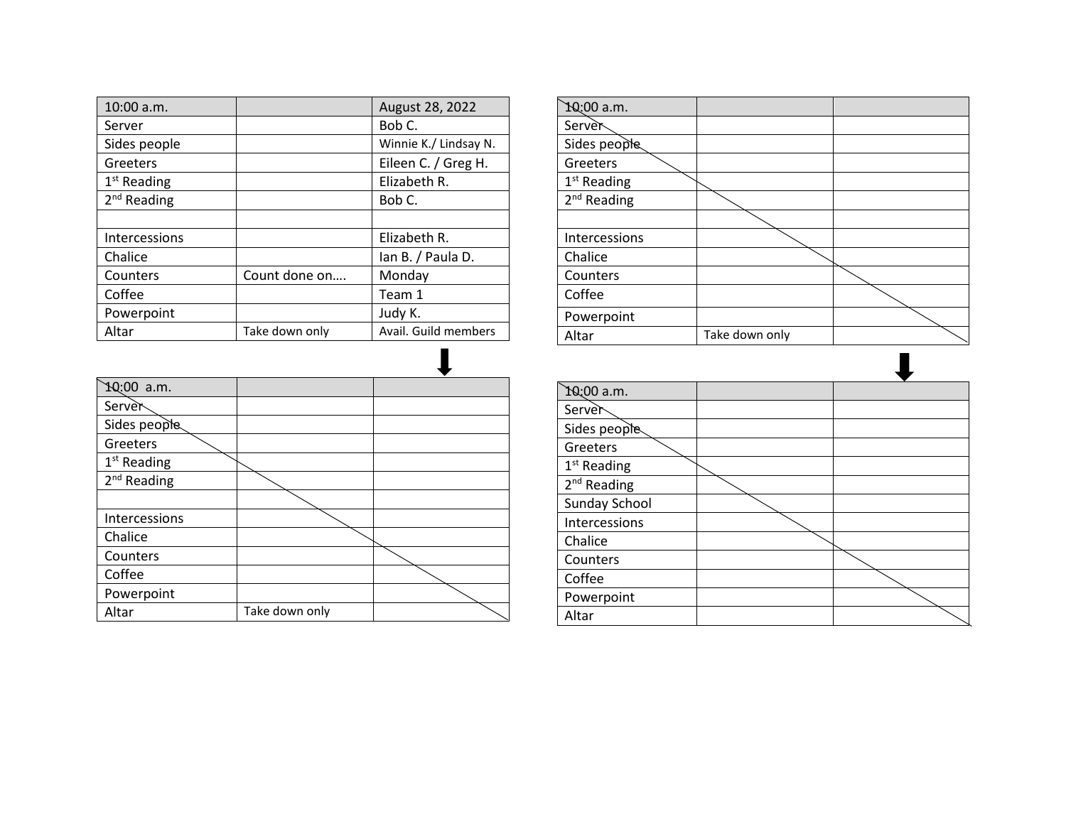| 10:00 a.m. | | August 28, 2022 |
|---|---|---|
| Server | | Bob C. |
| Sides people | | Winnie K./ Lindsay N. |
| Greeters | | Eileen C. / Greg H. |
| 1st Reading | | Elizabeth R. |
| 2nd Reading | | Bob C. |
| | | |
| Intercessions | | Elizabeth R. |
| Chalice | | Ian B. / Paula D. |
| Counters | Count done on…. | Monday |
| Coffee | | Team 1 |
| Powerpoint | | Judy K. |
| Altar | Take down only | Avail. Guild members |

| 10:00 a.m. | | |
|---|---|---|
| Server | | |
| Sides people | | |
| Greeters | | |
| 1st Reading | | |
| 2nd Reading | | |
| | | |
| Intercessions | | |
| Chalice | | |
| Counters | | |
| Coffee | | |
| Powerpoint | | |
| Altar | Take down only | |

| 10:00 a.m. | | |
|---|---|---|
| Server | | |
| Sides people | | |
| Greeters | | |
| 1st Reading | | |
| 2nd Reading | | |
| | | |
| Intercessions | | |
| Chalice | | |
| Counters | | |
| Coffee | | |
| Powerpoint | | |
| Altar | Take down only | |

| 10:00 a.m. | | |
|---|---|---|
| Server | | |
| Sides people | | |
| Greeters | | |
| 1st Reading | | |
| 2nd Reading | | |
| Sunday School | | |
| Intercessions | | |
| Chalice | | |
| Counters | | |
| Coffee | | |
| Powerpoint | | |
| Altar | | |